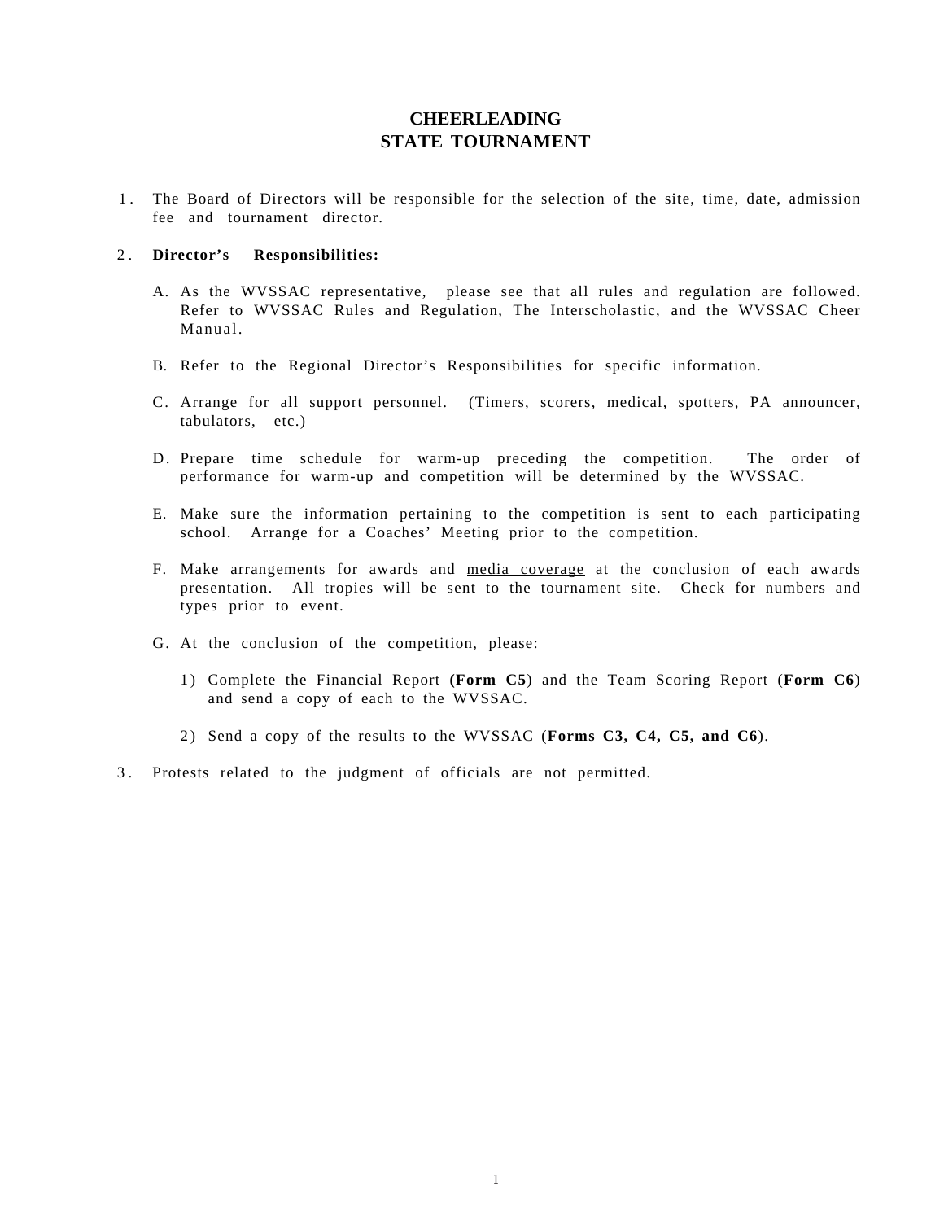# CHEERLEADING
# STATE TOURNAMENT

1. The Board of Directors will be responsible for the selection of the site, time, date, admission fee and tournament director.

2. **Director's Responsibilities:**

   A. As the WVSSAC representative, please see that all rules and regulation are followed. Refer to <u>WVSSAC Rules and Regulation,</u> <u>The Interscholastic,</u> and the <u>WVSSAC Cheer Manual</u>.

   B. Refer to the Regional Director's Responsibilities for specific information.

   C. Arrange for all support personnel. (Timers, scorers, medical, spotters, PA announcer, tabulators, etc.)

   D. Prepare time schedule for warm-up preceding the competition. The order of performance for warm-up and competition will be determined by the WVSSAC.

   E. Make sure the information pertaining to the competition is sent to each participating school. Arrange for a Coaches' Meeting prior to the competition.

   F. Make arrangements for awards and <u>media coverage</u> at the conclusion of each awards presentation. All tropies will be sent to the tournament site. Check for numbers and types prior to event.

   G. At the conclusion of the competition, please:

      1) Complete the Financial Report **(Form C5**) and the Team Scoring Report (**Form C6**) and send a copy of each to the WVSSAC.

      2) Send a copy of the results to the WVSSAC (**Forms C3, C4, C5, and C6**).

3. Protests related to the judgment of officials are not permitted.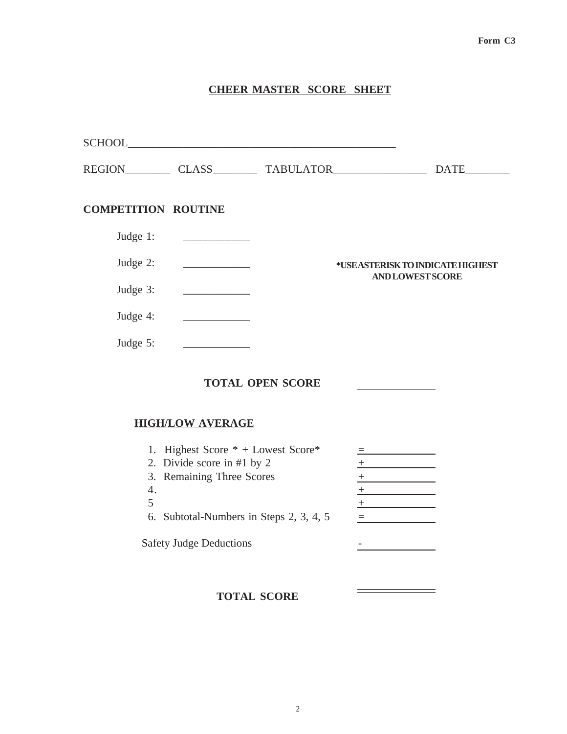Form C3

# CHEER MASTER SCORE SHEET

SCHOOL_______________________________________________

REGION________ CLASS________ TABULATOR________________ DATE________

## COMPETITION ROUTINE

Judge 1: ____________

Judge 2: ____________

Judge 3: ____________

Judge 4: ____________

Judge 5: ____________

**\*USE ASTERISK TO INDICATE HIGHEST AND LOWEST SCORE**

**TOTAL OPEN SCORE** ____________

### HIGH/LOW AVERAGE

1. Highest Score * + Lowest Score* = ____________
2. Divide score in #1 by 2 + ____________
3. Remaining Three Scores + ____________
4. + ____________
5. + ____________
6. Subtotal-Numbers in Steps 2, 3, 4, 5 = ____________

Safety Judge Deductions - ____________

**TOTAL SCORE** ____________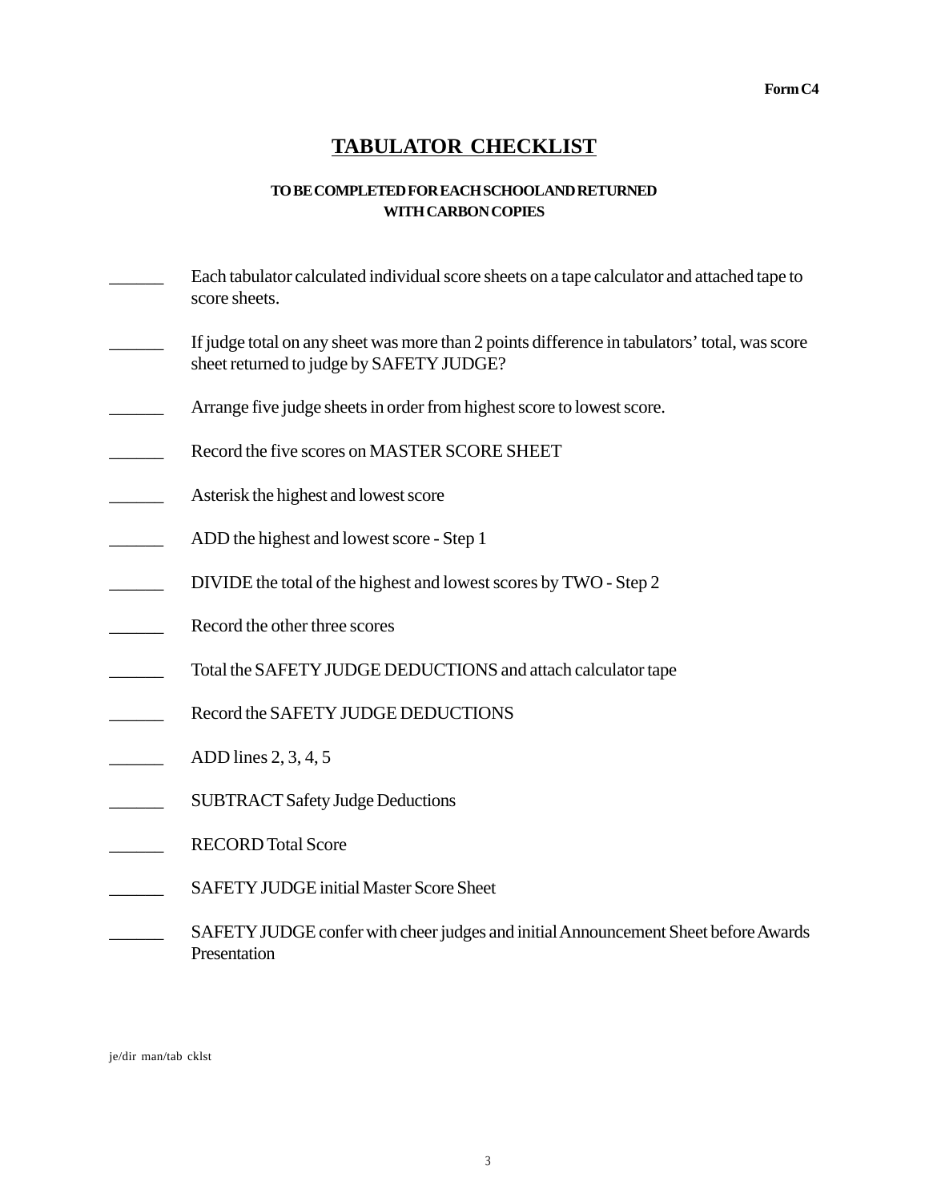**Form C4**

# TABULATOR CHECKLIST

**TO BE COMPLETED FOR EACH SCHOOL AND RETURNED WITH CARBON COPIES**

______ Each tabulator calculated individual score sheets on a tape calculator and attached tape to score sheets.

______ If judge total on any sheet was more than 2 points difference in tabulators' total, was score sheet returned to judge by SAFETY JUDGE?

______ Arrange five judge sheets in order from highest score to lowest score.

______ Record the five scores on MASTER SCORE SHEET

______ Asterisk the highest and lowest score

______ ADD the highest and lowest score - Step 1

______ DIVIDE the total of the highest and lowest scores by TWO - Step 2

______ Record the other three scores

______ Total the SAFETY JUDGE DEDUCTIONS and attach calculator tape

______ Record the SAFETY JUDGE DEDUCTIONS

______ ADD lines 2, 3, 4, 5

______ SUBTRACT Safety Judge Deductions

______ RECORD Total Score

______ SAFETY JUDGE initial Master Score Sheet

______ SAFETY JUDGE confer with cheer judges and initial Announcement Sheet before Awards Presentation

je/dir man/tab cklst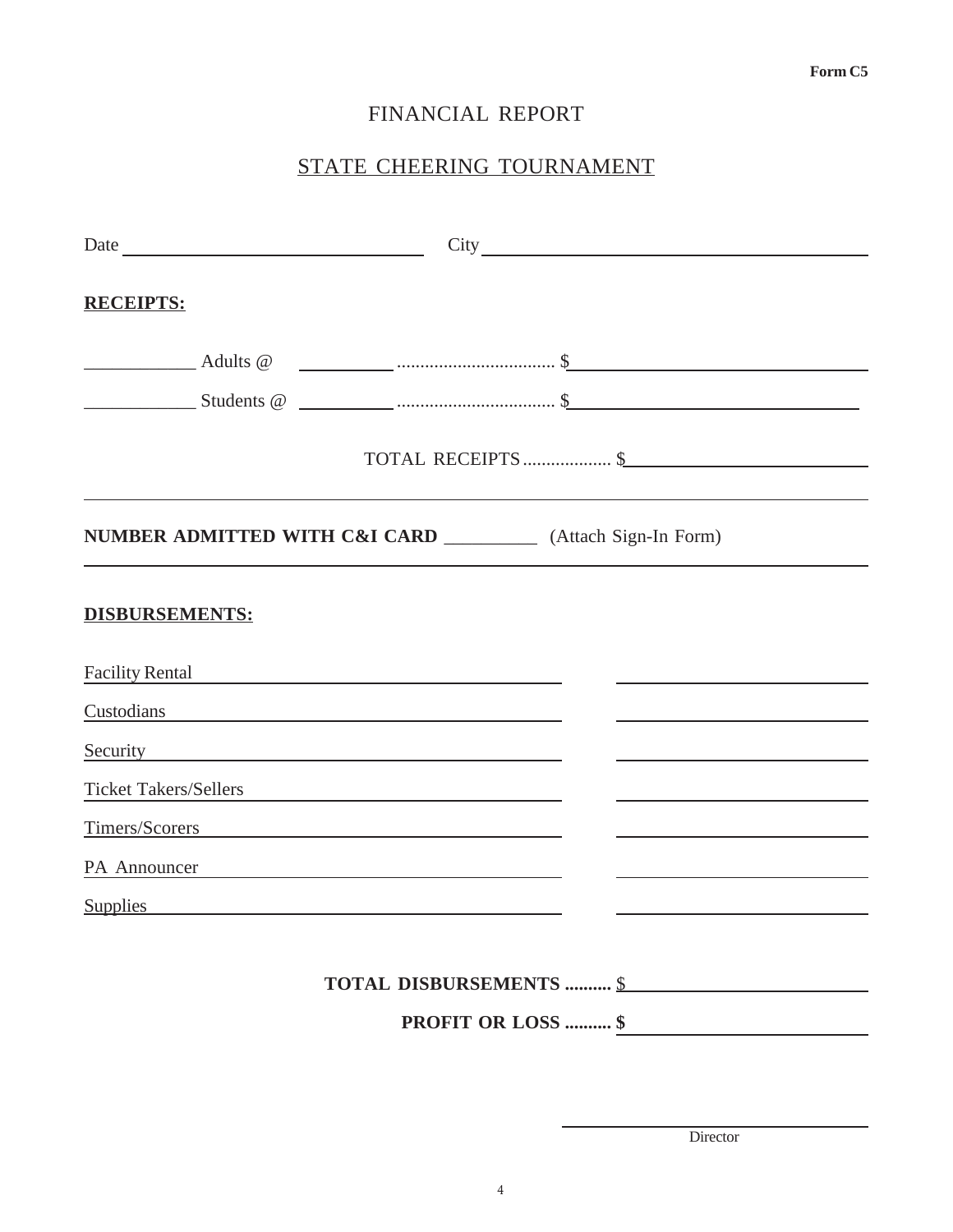**Form C5**

# FINANCIAL REPORT

## STATE CHEERING TOURNAMENT

Date ______________________________ City ________________________________________

**RECEIPTS:**

___________ Adults @ __________ ................................ $______________________________

___________ Students @ __________ ................................ $______________________________

TOTAL RECEIPTS .................. $______________________

---

**NUMBER ADMITTED WITH C&I CARD** _________ (Attach Sign-In Form)

---

**DISBURSEMENTS:**

| | |
|---|---|
| Facility Rental | |
| Custodians | |
| Security | |
| Ticket Takers/Sellers | |
| Timers/Scorers | |
| PA Announcer | |
| Supplies | |

**TOTAL DISBURSEMENTS ..........** $______________________

**PROFIT OR LOSS .......... $** ______________________

______________________________
Director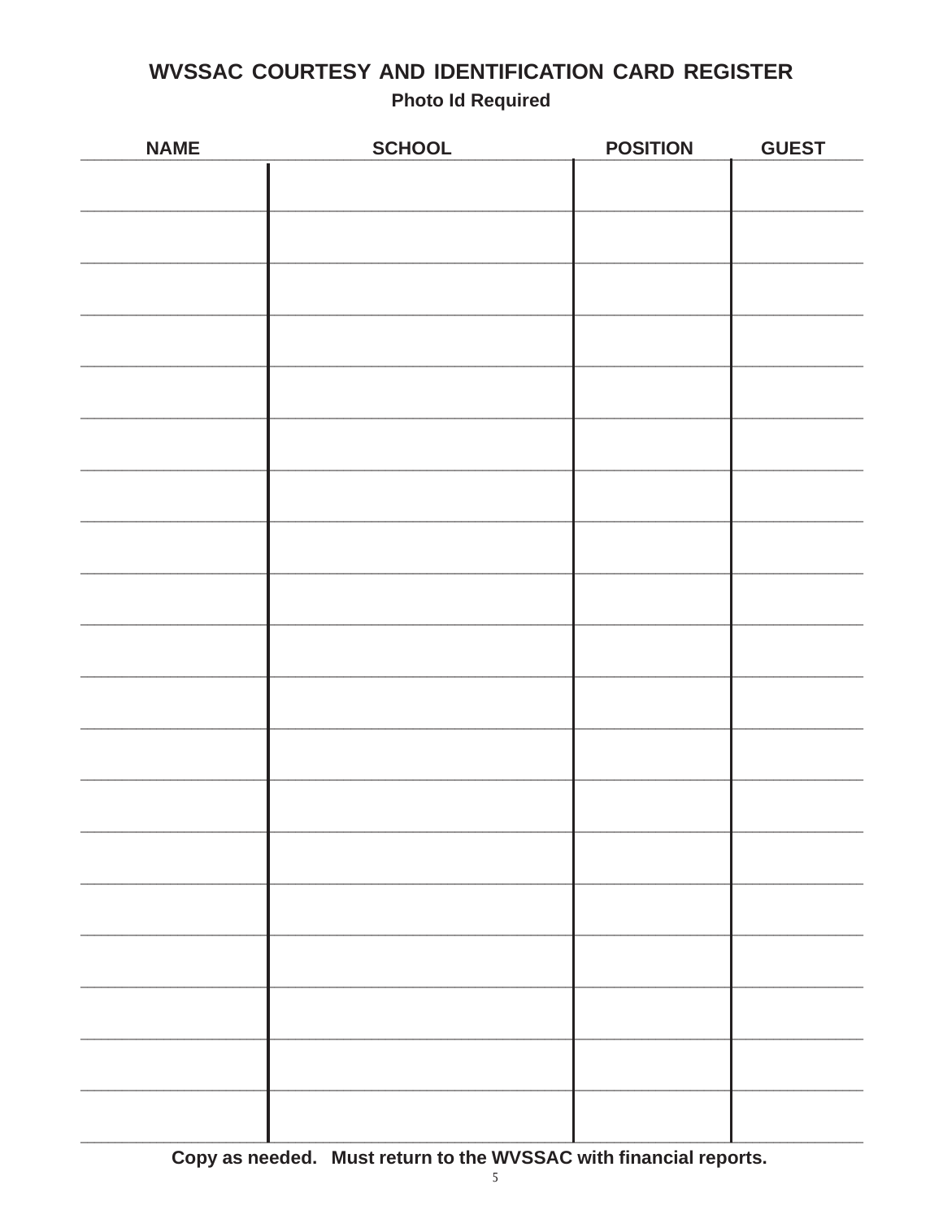# WVSSAC COURTESY AND IDENTIFICATION CARD REGISTER

**Photo Id Required**

| NAME | SCHOOL | POSITION | GUEST |
|---|---|---|---|
| | | | |
| | | | |
| | | | |
| | | | |
| | | | |
| | | | |
| | | | |
| | | | |
| | | | |
| | | | |
| | | | |
| | | | |
| | | | |
| | | | |
| | | | |
| | | | |
| | | | |
| | | | |
| | | | |

**Copy as needed. Must return to the WVSSAC with financial reports.**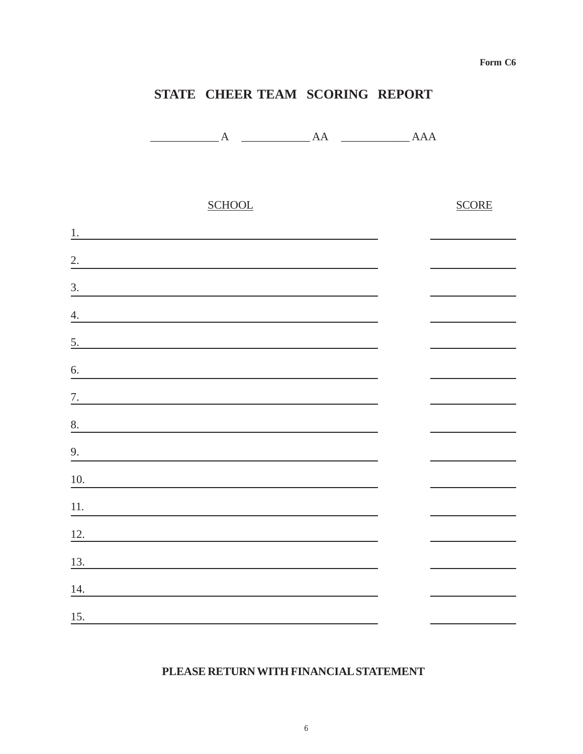Form C6

# STATE CHEER TEAM SCORING REPORT

____________ A ____________ AA ____________ AAA

| SCHOOL | SCORE |
|---|---|
| 1. | |
| 2. | |
| 3. | |
| 4. | |
| 5. | |
| 6. | |
| 7. | |
| 8. | |
| 9. | |
| 10. | |
| 11. | |
| 12. | |
| 13. | |
| 14. | |
| 15. | |

**PLEASE RETURN WITH FINANCIAL STATEMENT**